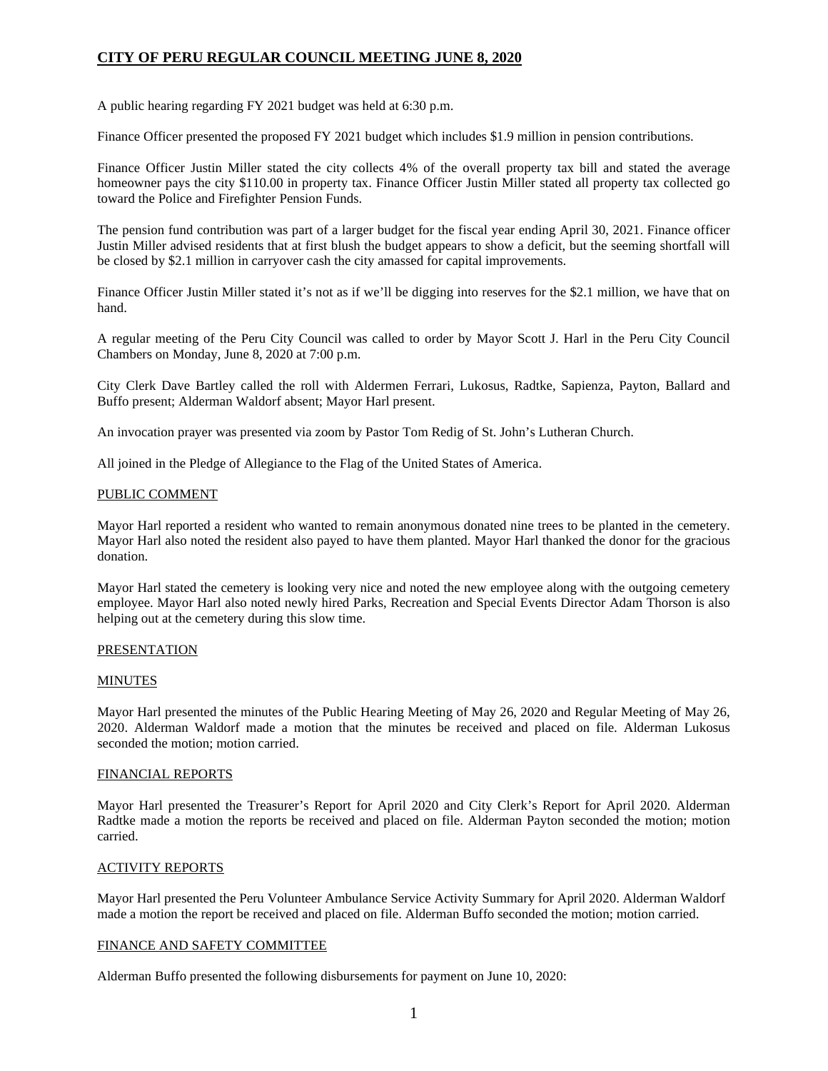# CITY OF PERU REGULAR COUNCIL MEETING JUNE 8, 2020

A public hearing regarding FY 2021 budget was held at 6:30 p.m.

Finance Officer presented the proposed FY 2021 budget which includes $1.9 million in pension contributions.

Finance Officer Justin Miller stated the city collects 4% of the overall property tax bill and stated the average homeowner pays the city $110.00 in property tax. Finance Officer Justin Miller stated all property tax collected go toward the Police and Firefighter Pension Funds.

The pension fund contribution was part of a larger budget for the fiscal year ending April 30, 2021. Finance officer Justin Miller advised residents that at first blush the budget appears to show a deficit, but the seeming shortfall will be closed by $2.1 million in carryover cash the city amassed for capital improvements.

Finance Officer Justin Miller stated it's not as if we'll be digging into reserves for the $2.1 million, we have that on hand.

A regular meeting of the Peru City Council was called to order by Mayor Scott J. Harl in the Peru City Council Chambers on Monday, June 8, 2020 at 7:00 p.m.

City Clerk Dave Bartley called the roll with Aldermen Ferrari, Lukosus, Radtke, Sapienza, Payton, Ballard and Buffo present; Alderman Waldorf absent; Mayor Harl present.

An invocation prayer was presented via zoom by Pastor Tom Redig of St. John's Lutheran Church.

All joined in the Pledge of Allegiance to the Flag of the United States of America.

## PUBLIC COMMENT

Mayor Harl reported a resident who wanted to remain anonymous donated nine trees to be planted in the cemetery. Mayor Harl also noted the resident also payed to have them planted. Mayor Harl thanked the donor for the gracious donation.

Mayor Harl stated the cemetery is looking very nice and noted the new employee along with the outgoing cemetery employee. Mayor Harl also noted newly hired Parks, Recreation and Special Events Director Adam Thorson is also helping out at the cemetery during this slow time.

## PRESENTATION

## MINUTES

Mayor Harl presented the minutes of the Public Hearing Meeting of May 26, 2020 and Regular Meeting of May 26, 2020. Alderman Waldorf made a motion that the minutes be received and placed on file. Alderman Lukosus seconded the motion; motion carried.

## FINANCIAL REPORTS

Mayor Harl presented the Treasurer's Report for April 2020 and City Clerk's Report for April 2020. Alderman Radtke made a motion the reports be received and placed on file. Alderman Payton seconded the motion; motion carried.

## ACTIVITY REPORTS

Mayor Harl presented the Peru Volunteer Ambulance Service Activity Summary for April 2020. Alderman Waldorf made a motion the report be received and placed on file. Alderman Buffo seconded the motion; motion carried.

## FINANCE AND SAFETY COMMITTEE

Alderman Buffo presented the following disbursements for payment on June 10, 2020: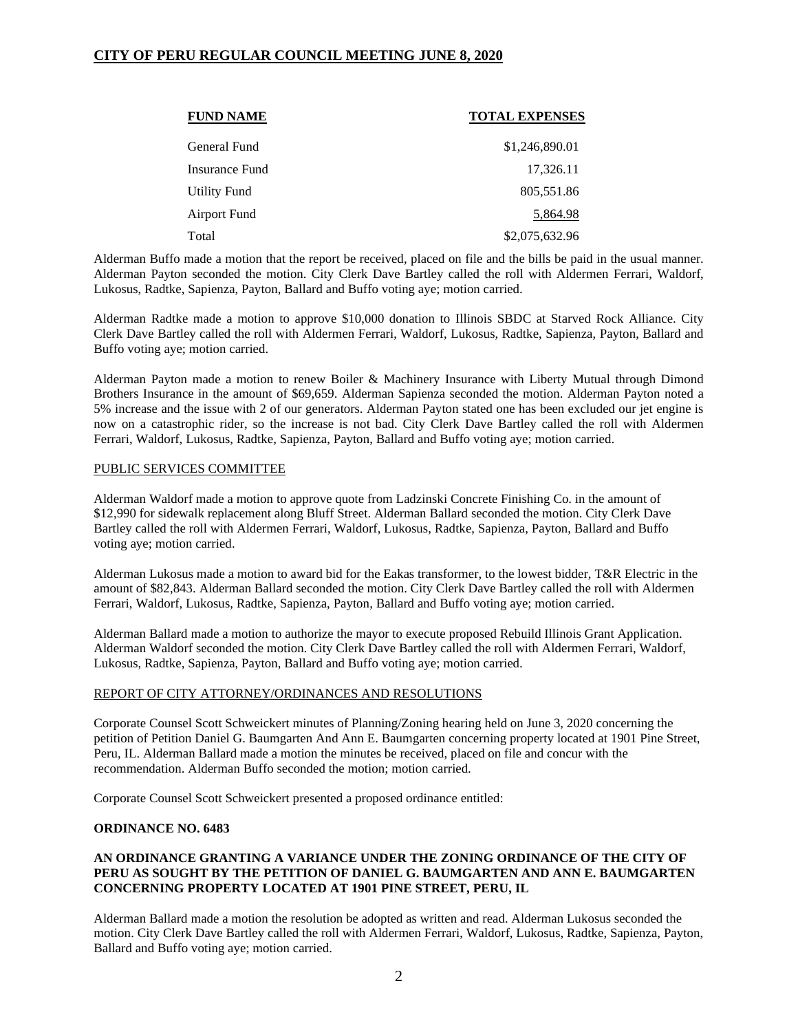| FUND NAME | TOTAL EXPENSES |
|---|---|
| General Fund | $1,246,890.01 |
| Insurance Fund | 17,326.11 |
| Utility Fund | 805,551.86 |
| Airport Fund | 5,864.98 |
| Total | $2,075,632.96 |

Alderman Buffo made a motion that the report be received, placed on file and the bills be paid in the usual manner. Alderman Payton seconded the motion. City Clerk Dave Bartley called the roll with Aldermen Ferrari, Waldorf, Lukosus, Radtke, Sapienza, Payton, Ballard and Buffo voting aye; motion carried.

Alderman Radtke made a motion to approve $10,000 donation to Illinois SBDC at Starved Rock Alliance. City Clerk Dave Bartley called the roll with Aldermen Ferrari, Waldorf, Lukosus, Radtke, Sapienza, Payton, Ballard and Buffo voting aye; motion carried.

Alderman Payton made a motion to renew Boiler & Machinery Insurance with Liberty Mutual through Dimond Brothers Insurance in the amount of $69,659. Alderman Sapienza seconded the motion. Alderman Payton noted a 5% increase and the issue with 2 of our generators. Alderman Payton stated one has been excluded our jet engine is now on a catastrophic rider, so the increase is not bad. City Clerk Dave Bartley called the roll with Aldermen Ferrari, Waldorf, Lukosus, Radtke, Sapienza, Payton, Ballard and Buffo voting aye; motion carried.

PUBLIC SERVICES COMMITTEE

Alderman Waldorf made a motion to approve quote from Ladzinski Concrete Finishing Co. in the amount of $12,990 for sidewalk replacement along Bluff Street. Alderman Ballard seconded the motion. City Clerk Dave Bartley called the roll with Aldermen Ferrari, Waldorf, Lukosus, Radtke, Sapienza, Payton, Ballard and Buffo voting aye; motion carried.

Alderman Lukosus made a motion to award bid for the Eakas transformer, to the lowest bidder, T&R Electric in the amount of $82,843. Alderman Ballard seconded the motion. City Clerk Dave Bartley called the roll with Aldermen Ferrari, Waldorf, Lukosus, Radtke, Sapienza, Payton, Ballard and Buffo voting aye; motion carried.

Alderman Ballard made a motion to authorize the mayor to execute proposed Rebuild Illinois Grant Application. Alderman Waldorf seconded the motion. City Clerk Dave Bartley called the roll with Aldermen Ferrari, Waldorf, Lukosus, Radtke, Sapienza, Payton, Ballard and Buffo voting aye; motion carried.

REPORT OF CITY ATTORNEY/ORDINANCES AND RESOLUTIONS

Corporate Counsel Scott Schweickert minutes of Planning/Zoning hearing held on June 3, 2020 concerning the petition of Petition Daniel G. Baumgarten And Ann E. Baumgarten concerning property located at 1901 Pine Street, Peru, IL. Alderman Ballard made a motion the minutes be received, placed on file and concur with the recommendation. Alderman Buffo seconded the motion; motion carried.

Corporate Counsel Scott Schweickert presented a proposed ordinance entitled:

**ORDINANCE NO. 6483**

**AN ORDINANCE GRANTING A VARIANCE UNDER THE ZONING ORDINANCE OF THE CITY OF PERU AS SOUGHT BY THE PETITION OF DANIEL G. BAUMGARTEN AND ANN E. BAUMGARTEN CONCERNING PROPERTY LOCATED AT 1901 PINE STREET, PERU, IL**

Alderman Ballard made a motion the resolution be adopted as written and read. Alderman Lukosus seconded the motion. City Clerk Dave Bartley called the roll with Aldermen Ferrari, Waldorf, Lukosus, Radtke, Sapienza, Payton, Ballard and Buffo voting aye; motion carried.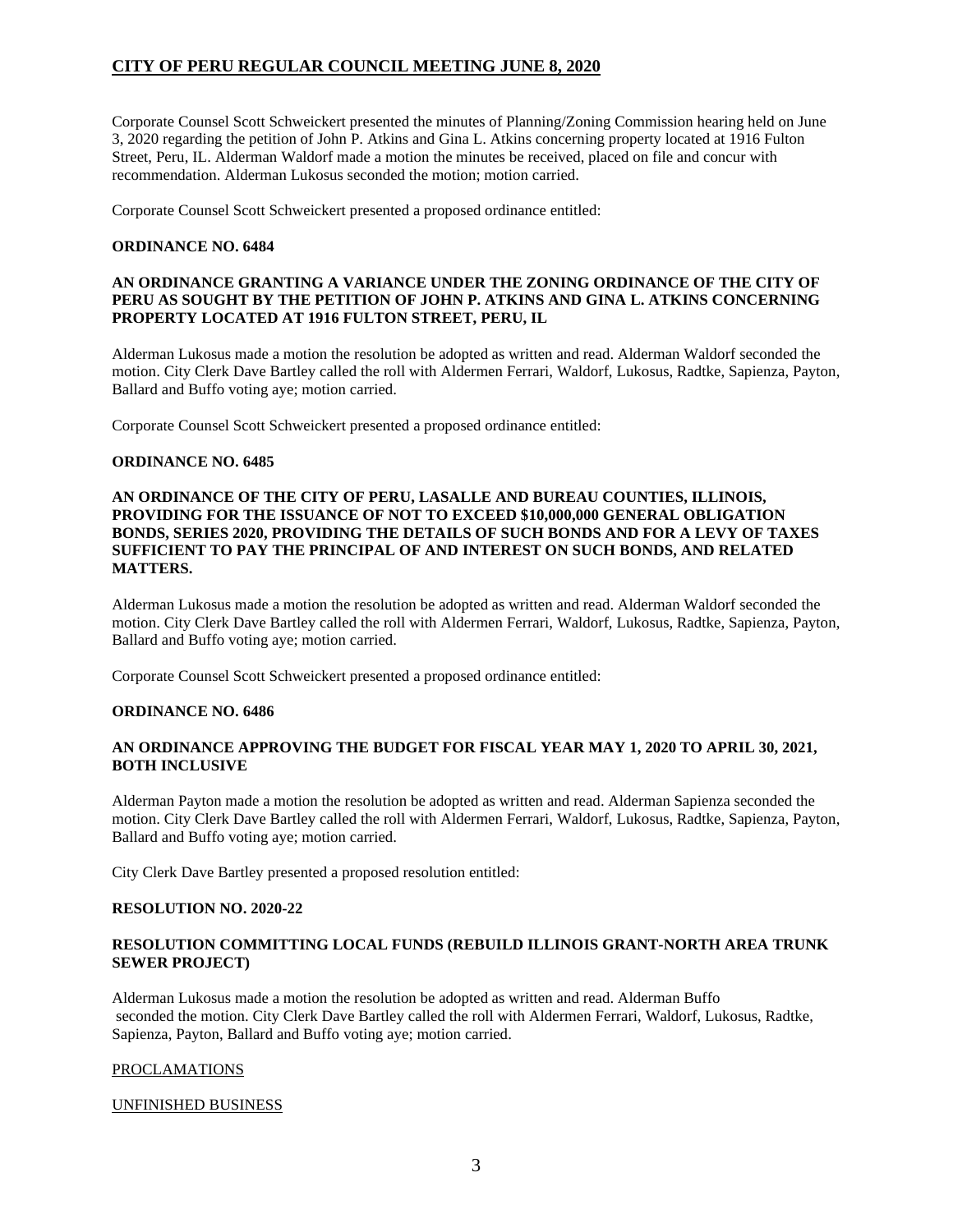Corporate Counsel Scott Schweickert presented the minutes of Planning/Zoning Commission hearing held on June 3, 2020 regarding the petition of John P. Atkins and Gina L. Atkins concerning property located at 1916 Fulton Street, Peru, IL. Alderman Waldorf made a motion the minutes be received, placed on file and concur with recommendation. Alderman Lukosus seconded the motion; motion carried.

Corporate Counsel Scott Schweickert presented a proposed ordinance entitled:

**ORDINANCE NO. 6484**

**AN ORDINANCE GRANTING A VARIANCE UNDER THE ZONING ORDINANCE OF THE CITY OF PERU AS SOUGHT BY THE PETITION OF JOHN P. ATKINS AND GINA L. ATKINS CONCERNING PROPERTY LOCATED AT 1916 FULTON STREET, PERU, IL**

Alderman Lukosus made a motion the resolution be adopted as written and read. Alderman Waldorf seconded the motion. City Clerk Dave Bartley called the roll with Aldermen Ferrari, Waldorf, Lukosus, Radtke, Sapienza, Payton, Ballard and Buffo voting aye; motion carried.

Corporate Counsel Scott Schweickert presented a proposed ordinance entitled:

**ORDINANCE NO. 6485**

**AN ORDINANCE OF THE CITY OF PERU, LASALLE AND BUREAU COUNTIES, ILLINOIS, PROVIDING FOR THE ISSUANCE OF NOT TO EXCEED $10,000,000 GENERAL OBLIGATION BONDS, SERIES 2020, PROVIDING THE DETAILS OF SUCH BONDS AND FOR A LEVY OF TAXES SUFFICIENT TO PAY THE PRINCIPAL OF AND INTEREST ON SUCH BONDS, AND RELATED MATTERS.**

Alderman Lukosus made a motion the resolution be adopted as written and read. Alderman Waldorf seconded the motion. City Clerk Dave Bartley called the roll with Aldermen Ferrari, Waldorf, Lukosus, Radtke, Sapienza, Payton, Ballard and Buffo voting aye; motion carried.

Corporate Counsel Scott Schweickert presented a proposed ordinance entitled:

**ORDINANCE NO. 6486**

**AN ORDINANCE APPROVING THE BUDGET FOR FISCAL YEAR MAY 1, 2020 TO APRIL 30, 2021, BOTH INCLUSIVE**

Alderman Payton made a motion the resolution be adopted as written and read. Alderman Sapienza seconded the motion. City Clerk Dave Bartley called the roll with Aldermen Ferrari, Waldorf, Lukosus, Radtke, Sapienza, Payton, Ballard and Buffo voting aye; motion carried.

City Clerk Dave Bartley presented a proposed resolution entitled:

**RESOLUTION NO. 2020-22**

**RESOLUTION COMMITTING LOCAL FUNDS (REBUILD ILLINOIS GRANT-NORTH AREA TRUNK SEWER PROJECT)**

Alderman Lukosus made a motion the resolution be adopted as written and read. Alderman Buffo seconded the motion. City Clerk Dave Bartley called the roll with Aldermen Ferrari, Waldorf, Lukosus, Radtke, Sapienza, Payton, Ballard and Buffo voting aye; motion carried.

PROCLAMATIONS

UNFINISHED BUSINESS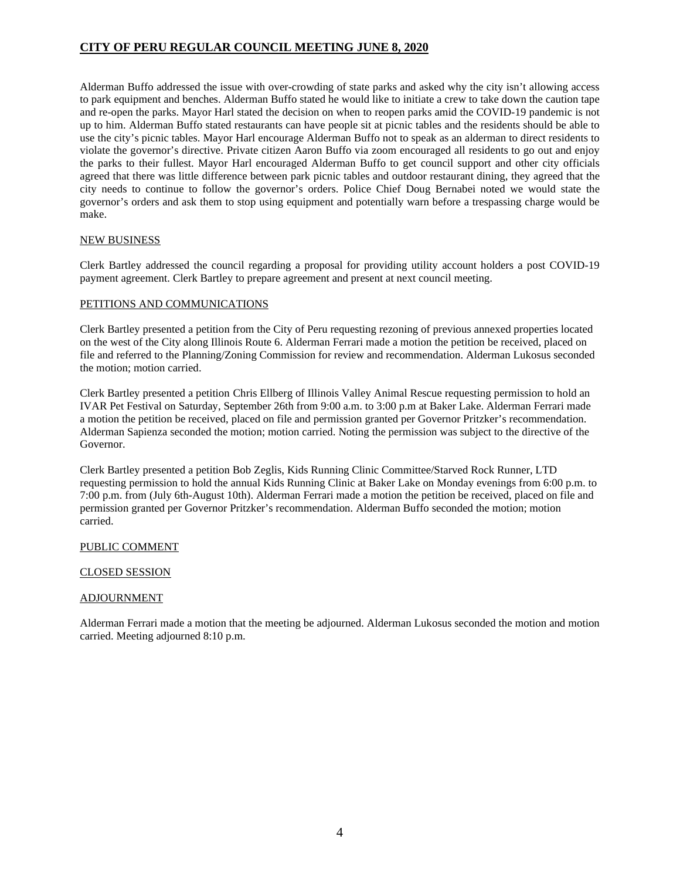Alderman Buffo addressed the issue with over-crowding of state parks and asked why the city isn't allowing access to park equipment and benches. Alderman Buffo stated he would like to initiate a crew to take down the caution tape and re-open the parks. Mayor Harl stated the decision on when to reopen parks amid the COVID-19 pandemic is not up to him. Alderman Buffo stated restaurants can have people sit at picnic tables and the residents should be able to use the city's picnic tables. Mayor Harl encourage Alderman Buffo not to speak as an alderman to direct residents to violate the governor's directive. Private citizen Aaron Buffo via zoom encouraged all residents to go out and enjoy the parks to their fullest. Mayor Harl encouraged Alderman Buffo to get council support and other city officials agreed that there was little difference between park picnic tables and outdoor restaurant dining, they agreed that the city needs to continue to follow the governor's orders. Police Chief Doug Bernabei noted we would state the governor's orders and ask them to stop using equipment and potentially warn before a trespassing charge would be make.

## NEW BUSINESS

Clerk Bartley addressed the council regarding a proposal for providing utility account holders a post COVID-19 payment agreement. Clerk Bartley to prepare agreement and present at next council meeting.

## PETITIONS AND COMMUNICATIONS

Clerk Bartley presented a petition from the City of Peru requesting rezoning of previous annexed properties located on the west of the City along Illinois Route 6. Alderman Ferrari made a motion the petition be received, placed on file and referred to the Planning/Zoning Commission for review and recommendation. Alderman Lukosus seconded the motion; motion carried.

Clerk Bartley presented a petition Chris Ellberg of Illinois Valley Animal Rescue requesting permission to hold an IVAR Pet Festival on Saturday, September 26th from 9:00 a.m. to 3:00 p.m at Baker Lake. Alderman Ferrari made a motion the petition be received, placed on file and permission granted per Governor Pritzker's recommendation. Alderman Sapienza seconded the motion; motion carried. Noting the permission was subject to the directive of the Governor.

Clerk Bartley presented a petition Bob Zeglis, Kids Running Clinic Committee/Starved Rock Runner, LTD requesting permission to hold the annual Kids Running Clinic at Baker Lake on Monday evenings from 6:00 p.m. to 7:00 p.m. from (July 6th-August 10th). Alderman Ferrari made a motion the petition be received, placed on file and permission granted per Governor Pritzker's recommendation. Alderman Buffo seconded the motion; motion carried.

## PUBLIC COMMENT

## CLOSED SESSION

## ADJOURNMENT

Alderman Ferrari made a motion that the meeting be adjourned. Alderman Lukosus seconded the motion and motion carried. Meeting adjourned 8:10 p.m.